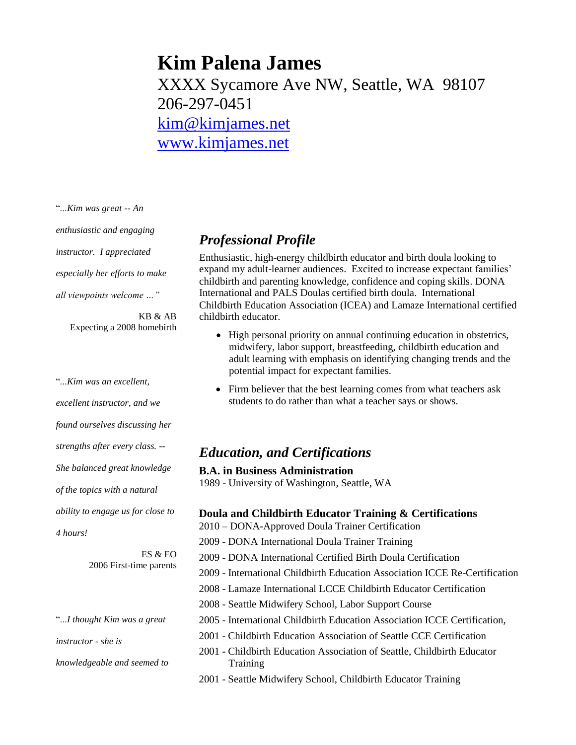# Kim Palena James

XXXX Sycamore Ave NW, Seattle, WA 98107
206-297-0451
[kim@kimjames.net](mailto:kim@kimjames.net)
[www.kimjames.net](http://www.kimjames.net)

"*...Kim was great -- An enthusiastic and engaging instructor. I appreciated especially her efforts to make all viewpoints welcome …"*

KB & AB
Expecting a 2008 homebirth

"*...Kim was an excellent, excellent instructor, and we found ourselves discussing her strengths after every class. -- She balanced great knowledge of the topics with a natural ability to engage us for close to 4 hours!*

ES & EO
2006 First-time parents

"*...I thought Kim was a great instructor - she is knowledgeable and seemed to*

## *Professional Profile*

Enthusiastic, high-energy childbirth educator and birth doula looking to expand my adult-learner audiences. Excited to increase expectant families' childbirth and parenting knowledge, confidence and coping skills. DONA International and PALS Doulas certified birth doula. International Childbirth Education Association (ICEA) and Lamaze International certified childbirth educator.

- High personal priority on annual continuing education in obstetrics, midwifery, labor support, breastfeeding, childbirth education and adult learning with emphasis on identifying changing trends and the potential impact for expectant families.
- Firm believer that the best learning comes from what teachers ask students to <u>do</u> rather than what a teacher says or shows.

## *Education, and Certifications*

**B.A. in Business Administration**
1989 - University of Washington, Seattle, WA

**Doula and Childbirth Educator Training & Certifications**

2010 – DONA-Approved Doula Trainer Certification
2009 - DONA International Doula Trainer Training
2009 - DONA International Certified Birth Doula Certification
2009 - International Childbirth Education Association ICCE Re-Certification
2008 - Lamaze International LCCE Childbirth Educator Certification
2008 - Seattle Midwifery School, Labor Support Course
2005 - International Childbirth Education Association ICCE Certification,
2001 - Childbirth Education Association of Seattle CCE Certification
2001 - Childbirth Education Association of Seattle, Childbirth Educator Training
2001 - Seattle Midwifery School, Childbirth Educator Training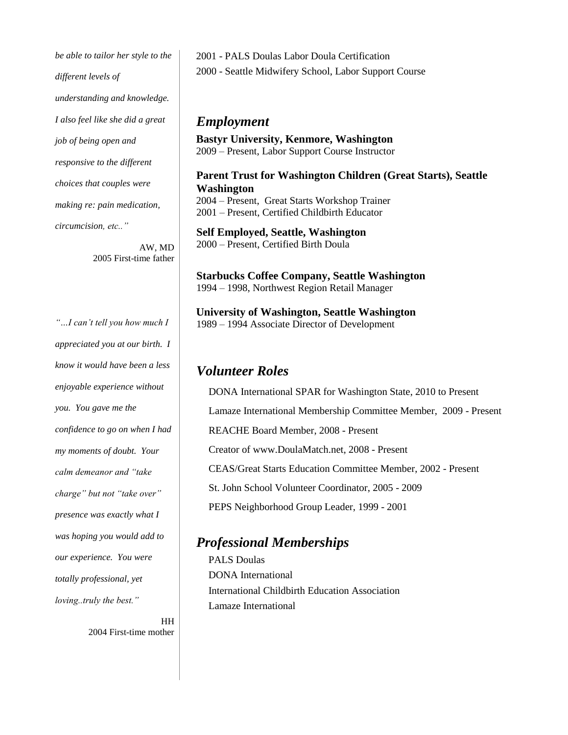*be able to tailor her style to the different levels of understanding and knowledge. I also feel like she did a great job of being open and responsive to the different choices that couples were making re: pain medication, circumcision, etc.."*

AW, MD
2005 First-time father

*"…I can't tell you how much I appreciated you at our birth. I know it would have been a less enjoyable experience without you. You gave me the confidence to go on when I had my moments of doubt. Your calm demeanor and "take charge" but not "take over" presence was exactly what I was hoping you would add to our experience. You were totally professional, yet loving..truly the best."*

HH
2004 First-time mother

2001 - PALS Doulas Labor Doula Certification

2000 - Seattle Midwifery School, Labor Support Course

## *Employment*

**Bastyr University, Kenmore, Washington**
2009 – Present, Labor Support Course Instructor

**Parent Trust for Washington Children (Great Starts), Seattle Washington**
2004 – Present, Great Starts Workshop Trainer
2001 – Present, Certified Childbirth Educator

**Self Employed, Seattle, Washington**
2000 – Present, Certified Birth Doula

**Starbucks Coffee Company, Seattle Washington**
1994 – 1998, Northwest Region Retail Manager

**University of Washington, Seattle Washington**
1989 – 1994 Associate Director of Development

## *Volunteer Roles*

DONA International SPAR for Washington State, 2010 to Present

Lamaze International Membership Committee Member, 2009 - Present

REACHE Board Member, 2008 - Present

Creator of www.DoulaMatch.net, 2008 - Present

CEAS/Great Starts Education Committee Member, 2002 - Present

St. John School Volunteer Coordinator, 2005 - 2009

PEPS Neighborhood Group Leader, 1999 - 2001

## *Professional Memberships*

PALS Doulas
DONA International
International Childbirth Education Association
Lamaze International